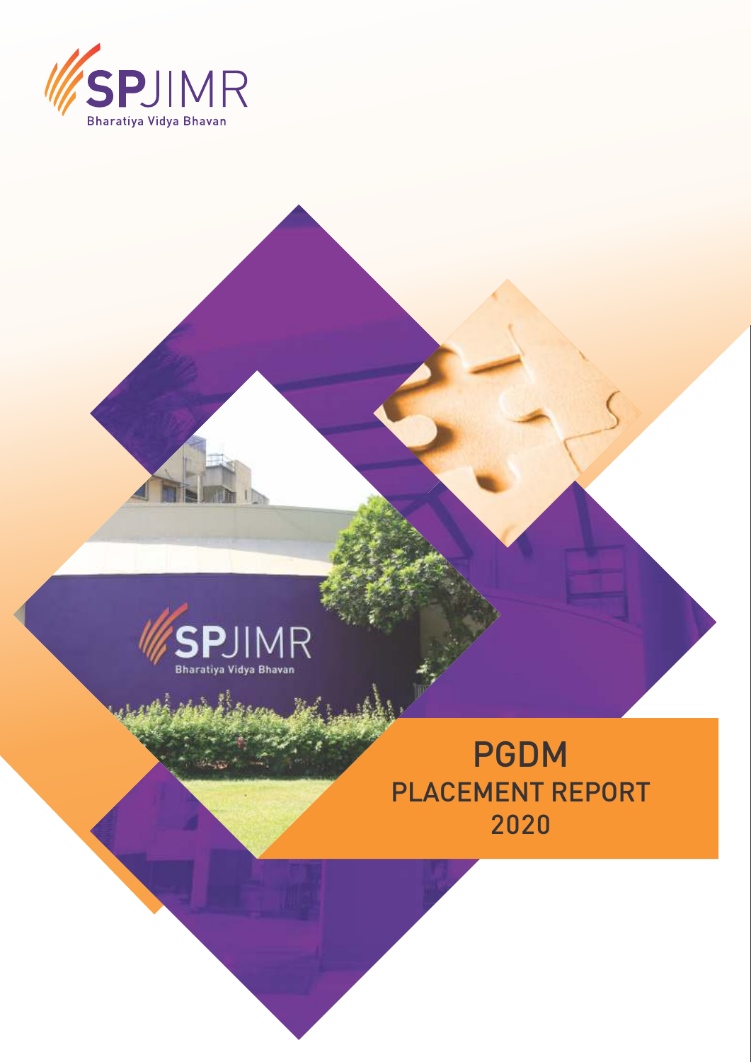SPJIMR

Bharatiya Vidya Bhavan

# PGDM

## PLACEMENT REPORT

## 2020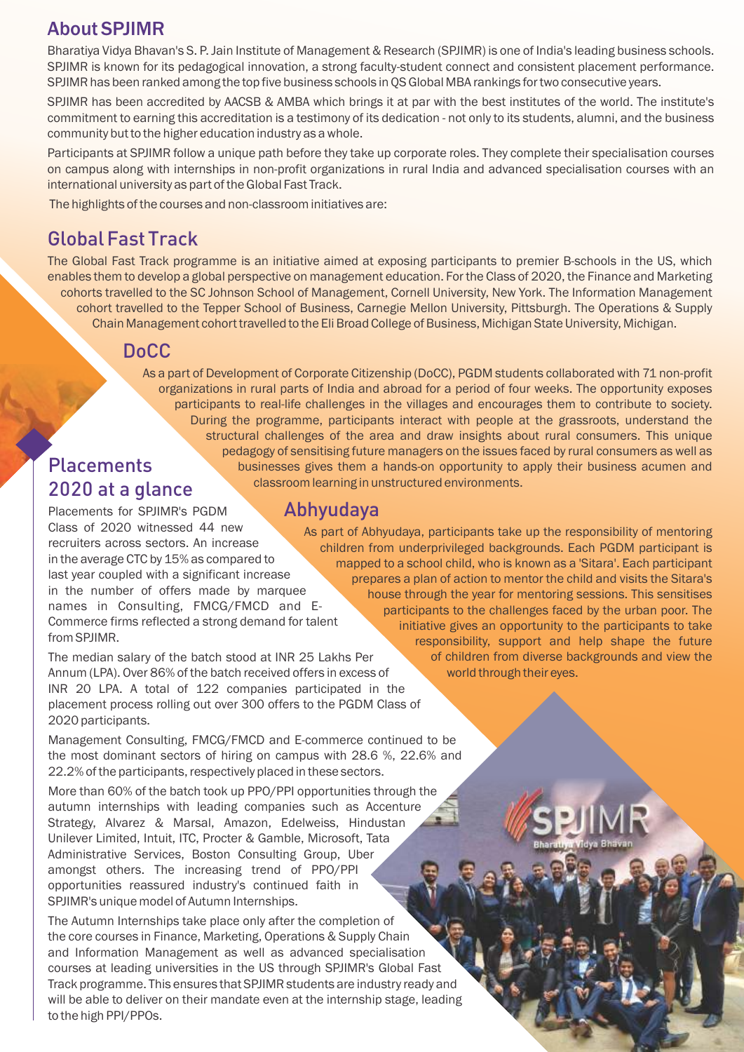## About SPJIMR

Bharatiya Vidya Bhavan's S. P. Jain Institute of Management & Research (SPJIMR) is one of India's leading business schools. SPJIMR is known for its pedagogical innovation, a strong faculty-student connect and consistent placement performance. SPJIMR has been ranked among the top five business schools in QS Global MBA rankings for two consecutive years.

SPJIMR has been accredited by AACSB & AMBA which brings it at par with the best institutes of the world. The institute's commitment to earning this accreditation is a testimony of its dedication - not only to its students, alumni, and the business community but to the higher education industry as a whole.

Participants at SPJIMR follow a unique path before they take up corporate roles. They complete their specialisation courses on campus along with internships in non-profit organizations in rural India and advanced specialisation courses with an international university as part of the Global Fast Track.

The highlights of the courses and non-classroom initiatives are:

## Global Fast Track

The Global Fast Track programme is an initiative aimed at exposing participants to premier B-schools in the US, which enables them to develop a global perspective on management education. For the Class of 2020, the Finance and Marketing cohorts travelled to the SC Johnson School of Management, Cornell University, New York. The Information Management cohort travelled to the Tepper School of Business, Carnegie Mellon University, Pittsburgh. The Operations & Supply Chain Management cohort travelled to the Eli Broad College of Business, Michigan State University, Michigan.

## DoCC

As a part of Development of Corporate Citizenship (DoCC), PGDM students collaborated with 71 non-profit organizations in rural parts of India and abroad for a period of four weeks. The opportunity exposes participants to real-life challenges in the villages and encourages them to contribute to society. During the programme, participants interact with people at the grassroots, understand the structural challenges of the area and draw insights about rural consumers. This unique pedagogy of sensitising future managers on the issues faced by rural consumers as well as businesses gives them a hands-on opportunity to apply their business acumen and classroom learning in unstructured environments.

## Abhyudaya

As part of Abhyudaya, participants take up the responsibility of mentoring children from underprivileged backgrounds. Each PGDM participant is mapped to a school child, who is known as a 'Sitara'. Each participant prepares a plan of action to mentor the child and visits the Sitara's house through the year for mentoring sessions. This sensitises participants to the challenges faced by the urban poor. The initiative gives an opportunity to the participants to take responsibility, support and help shape the future of children from diverse backgrounds and view the world through their eyes.

## Placements 2020 at a glance

Placements for SPJIMR's PGDM Class of 2020 witnessed 44 new recruiters across sectors. An increase in the average CTC by 15% as compared to last year coupled with a significant increase in the number of offers made by marquee names in Consulting, FMCG/FMCD and E-Commerce firms reflected a strong demand for talent from SPJIMR.

The median salary of the batch stood at INR 25 Lakhs Per Annum (LPA). Over 86% of the batch received offers in excess of INR 20 LPA. A total of 122 companies participated in the placement process rolling out over 300 offers to the PGDM Class of 2020 participants.

Management Consulting, FMCG/FMCD and E-commerce continued to be the most dominant sectors of hiring on campus with 28.6 %, 22.6% and 22.2% of the participants, respectively placed in these sectors.

More than 60% of the batch took up PPO/PPI opportunities through the autumn internships with leading companies such as Accenture Strategy, Alvarez & Marsal, Amazon, Edelweiss, Hindustan Unilever Limited, Intuit, ITC, Procter & Gamble, Microsoft, Tata Administrative Services, Boston Consulting Group, Uber amongst others. The increasing trend of PPO/PPI opportunities reassured industry's continued faith in SPJIMR's unique model of Autumn Internships.

The Autumn Internships take place only after the completion of the core courses in Finance, Marketing, Operations & Supply Chain and Information Management as well as advanced specialisation courses at leading universities in the US through SPJIMR's Global Fast Track programme. This ensures that SPJIMR students are industry ready and will be able to deliver on their mandate even at the internship stage, leading to the high PPI/PPOs.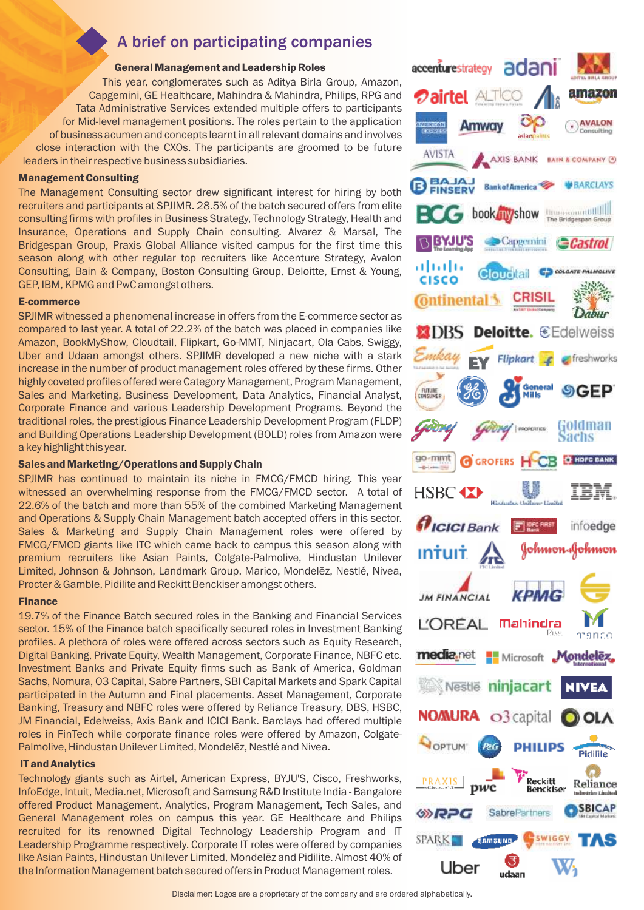## A brief on participating companies

### General Management and Leadership Roles

This year, conglomerates such as Aditya Birla Group, Amazon, Capgemini, GE Healthcare, Mahindra & Mahindra, Philips, RPG and Tata Administrative Services extended multiple offers to participants for Mid-level management positions. The roles pertain to the application of business acumen and concepts learnt in all relevant domains and involves close interaction with the CXOs. The participants are groomed to be future leaders in their respective business subsidiaries.

### Management Consulting

The Management Consulting sector drew significant interest for hiring by both recruiters and participants at SPJIMR. 28.5% of the batch secured offers from elite consulting firms with profiles in Business Strategy, Technology Strategy, Health and Insurance, Operations and Supply Chain consulting. Alvarez & Marsal, The Bridgespan Group, Praxis Global Alliance visited campus for the first time this season along with other regular top recruiters like Accenture Strategy, Avalon Consulting, Bain & Company, Boston Consulting Group, Deloitte, Ernst & Young, GEP, IBM, KPMG and PwC amongst others.

### E-commerce

SPJIMR witnessed a phenomenal increase in offers from the E-commerce sector as compared to last year. A total of 22.2% of the batch was placed in companies like Amazon, BookMyShow, Cloudtail, Flipkart, Go-MMT, Ninjacart, Ola Cabs, Swiggy, Uber and Udaan amongst others. SPJIMR developed a new niche with a stark increase in the number of product management roles offered by these firms. Other highly coveted profiles offered were Category Management, Program Management, Sales and Marketing, Business Development, Data Analytics, Financial Analyst, Corporate Finance and various Leadership Development Programs. Beyond the traditional roles, the prestigious Finance Leadership Development Program (FLDP) and Building Operations Leadership Development (BOLD) roles from Amazon were a key highlight this year.

### Sales and Marketing/Operations and Supply Chain

SPJIMR has continued to maintain its niche in FMCG/FMCD hiring. This year witnessed an overwhelming response from the FMCG/FMCD sector. A total of 22.6% of the batch and more than 55% of the combined Marketing Management and Operations & Supply Chain Management batch accepted offers in this sector. Sales & Marketing and Supply Chain Management roles were offered by FMCG/FMCD giants like ITC which came back to campus this season along with premium recruiters like Asian Paints, Colgate-Palmolive, Hindustan Unilever Limited, Johnson & Johnson, Landmark Group, Marico, Mondelēz, Nestlé, Nivea, Procter & Gamble, Pidilite and Reckitt Benckiser amongst others.

### Finance

19.7% of the Finance Batch secured roles in the Banking and Financial Services sector. 15% of the Finance batch specifically secured roles in Investment Banking profiles. A plethora of roles were offered across sectors such as Equity Research, Digital Banking, Private Equity, Wealth Management, Corporate Finance, NBFC etc. Investment Banks and Private Equity firms such as Bank of America, Goldman Sachs, Nomura, O3 Capital, Sabre Partners, SBI Capital Markets and Spark Capital participated in the Autumn and Final placements. Asset Management, Corporate Banking, Treasury and NBFC roles were offered by Reliance Treasury, DBS, HSBC, JM Financial, Edelweiss, Axis Bank and ICICI Bank. Barclays had offered multiple roles in FinTech while corporate finance roles were offered by Amazon, Colgate-Palmolive, Hindustan Unilever Limited, Mondelēz, Nestlé and Nivea.

### IT and Analytics

Technology giants such as Airtel, American Express, BYJU'S, Cisco, Freshworks, InfoEdge, Intuit, Media.net, Microsoft and Samsung R&D Institute India - Bangalore offered Product Management, Analytics, Program Management, Tech Sales, and General Management roles on campus this year. GE Healthcare and Philips recruited for its renowned Digital Technology Leadership Program and IT Leadership Programme respectively. Corporate IT roles were offered by companies like Asian Paints, Hindustan Unilever Limited, Mondelēz and Pidilite. Almost 40% of the Information Management batch secured offers in Product Management roles.

Disclaimer: Logos are a proprietary of the company and are ordered alphabetically.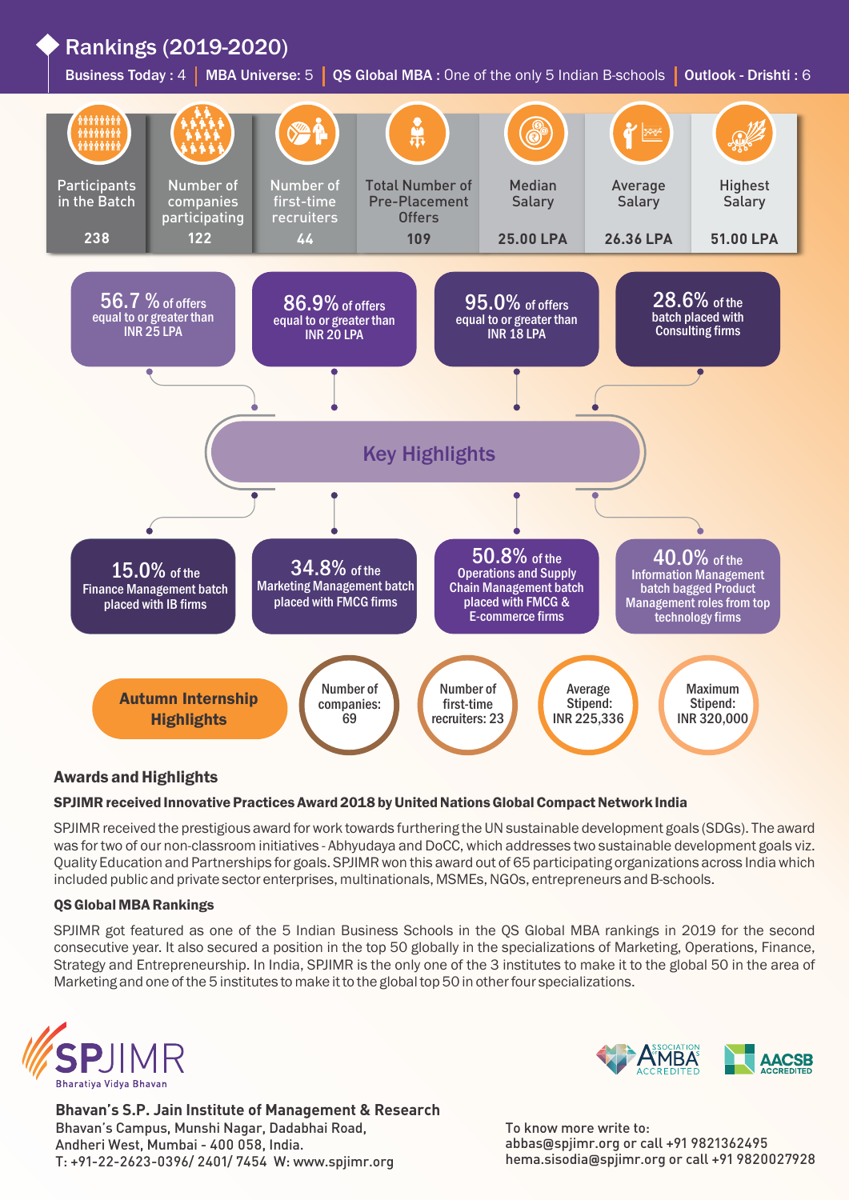## Rankings (2019-2020)

**Business Today** : 4 | **MBA Universe**: 5 | **QS Global MBA** : One of the only 5 Indian B-schools | **Outlook - Drishti** : 6

| Participants in the Batch | Number of companies participating | Number of first-time recruiters | Total Number of Pre-Placement Offers | Median Salary | Average Salary | Highest Salary |
|---|---|---|---|---|---|---|
| 238 | 122 | 44 | 109 | 25.00 LPA | 26.36 LPA | 51.00 LPA |

### Key Highlights

- **56.7 %** of offers equal to or greater than INR 25 LPA
- **86.9%** of offers equal to or greater than INR 20 LPA
- **95.0%** of offers equal to or greater than INR 18 LPA
- **28.6%** of the batch placed with Consulting firms
- **15.0%** of the Finance Management batch placed with IB firms
- **34.8%** of the Marketing Management batch placed with FMCG firms
- **50.8%** of the Operations and Supply Chain Management batch placed with FMCG & E-commerce firms
- **40.0%** of the Information Management batch bagged Product Management roles from top technology firms

### Autumn Internship Highlights

- Number of companies: 69
- Number of first-time recruiters: 23
- Average Stipend: INR 225,336
- Maximum Stipend: INR 320,000

## Awards and Highlights

### SPJIMR received Innovative Practices Award 2018 by United Nations Global Compact Network India

SPJIMR received the prestigious award for work towards furthering the UN sustainable development goals (SDGs). The award was for two of our non-classroom initiatives - Abhyudaya and DoCC, which addresses two sustainable development goals viz. Quality Education and Partnerships for goals. SPJIMR won this award out of 65 participating organizations across India which included public and private sector enterprises, multinationals, MSMEs, NGOs, entrepreneurs and B-schools.

### QS Global MBA Rankings

SPJIMR got featured as one of the 5 Indian Business Schools in the QS Global MBA rankings in 2019 for the second consecutive year. It also secured a position in the top 50 globally in the specializations of Marketing, Operations, Finance, Strategy and Entrepreneurship. In India, SPJIMR is the only one of the 3 institutes to make it to the global 50 in the area of Marketing and one of the 5 institutes to make it to the global top 50 in other four specializations.

SPJIMR
Bharatiya Vidya Bhavan

AMBA ACCREDITED | AACSB ACCREDITED

**Bhavan's S.P. Jain Institute of Management & Research**
Bhavan's Campus, Munshi Nagar, Dadabhai Road,
Andheri West, Mumbai - 400 058, India.
T: +91-22-2623-0396/ 2401/ 7454 W: www.spjimr.org

To know more write to:
abbas@spjimr.org or call +91 9821362495
hema.sisodia@spjimr.org or call +91 9820027928